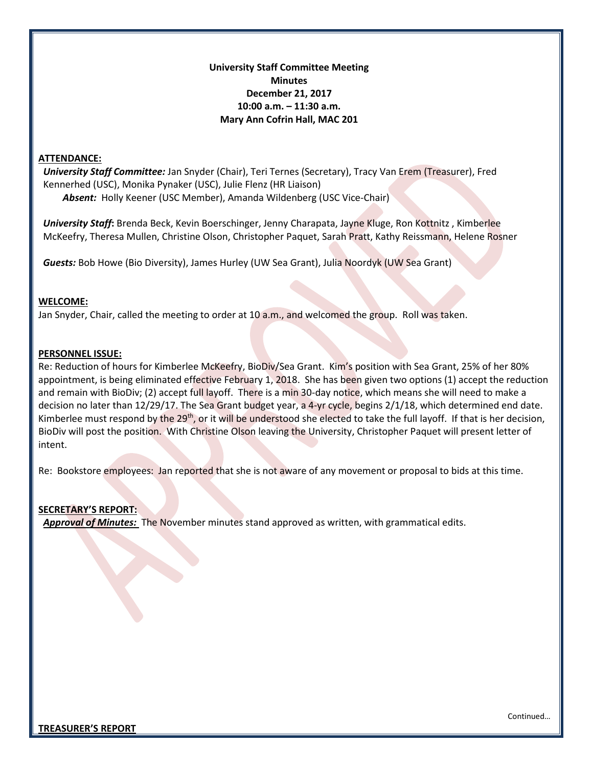**University Staff Committee Meeting**
**Minutes**
**December 21, 2017**
**10:00 a.m. – 11:30 a.m.**
**Mary Ann Cofrin Hall, MAC 201**

## ATTENDANCE:

***University Staff Committee:*** Jan Snyder (Chair), Teri Ternes (Secretary), Tracy Van Erem (Treasurer), Fred Kennerhed (USC), Monika Pynaker (USC), Julie Flenz (HR Liaison)

***Absent:*** Holly Keener (USC Member), Amanda Wildenberg (USC Vice-Chair)

***University Staff*****:** Brenda Beck, Kevin Boerschinger, Jenny Charapata, Jayne Kluge, Ron Kottnitz , Kimberlee McKeefry, Theresa Mullen, Christine Olson, Christopher Paquet, Sarah Pratt, Kathy Reissmann, Helene Rosner

***Guests:*** Bob Howe (Bio Diversity), James Hurley (UW Sea Grant), Julia Noordyk (UW Sea Grant)

## WELCOME:

Jan Snyder, Chair, called the meeting to order at 10 a.m., and welcomed the group. Roll was taken.

## PERSONNEL ISSUE:

Re: Reduction of hours for Kimberlee McKeefry, BioDiv/Sea Grant. Kim's position with Sea Grant, 25% of her 80% appointment, is being eliminated effective February 1, 2018. She has been given two options (1) accept the reduction and remain with BioDiv; (2) accept full layoff. There is a min 30-day notice, which means she will need to make a decision no later than 12/29/17. The Sea Grant budget year, a 4-yr cycle, begins 2/1/18, which determined end date. Kimberlee must respond by the 29th, or it will be understood she elected to take the full layoff. If that is her decision, BioDiv will post the position. With Christine Olson leaving the University, Christopher Paquet will present letter of intent.

Re: Bookstore employees: Jan reported that she is not aware of any movement or proposal to bids at this time.

## SECRETARY'S REPORT:

***Approval of Minutes:*** The November minutes stand approved as written, with grammatical edits.

Continued…

## TREASURER'S REPORT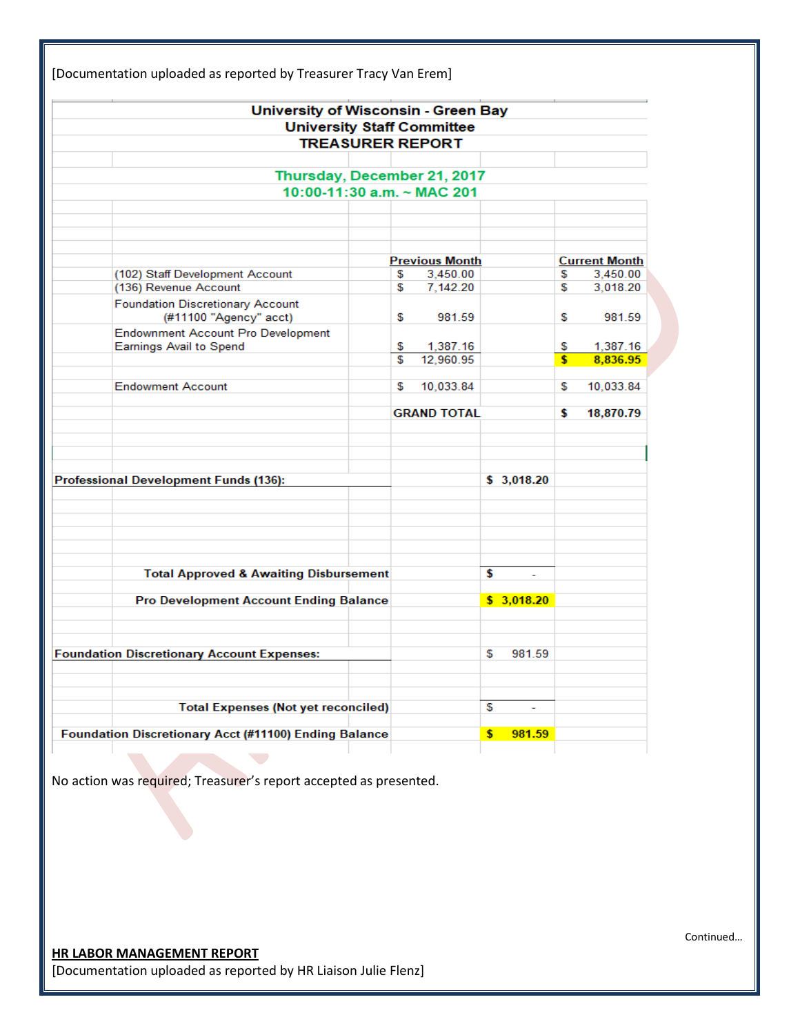[Documentation uploaded as reported by Treasurer Tracy Van Erem]

**University of Wisconsin - Green Bay**
**University Staff Committee**
**TREASURER REPORT**

**Thursday, December 21, 2017**
**10:00-11:30 a.m. ~ MAC 201**

| | Previous Month | Current Month |
|---|---|---|
| (102) Staff Development Account | $ 3,450.00 | $ 3,450.00 |
| (136) Revenue Account | $ 7,142.20 | $ 3,018.20 |
| Foundation Discretionary Account (#11100 "Agency" acct) | $ 981.59 | $ 981.59 |
| Endownment Account Pro Development Earnings Avail to Spend | $ 1,387.16 | $ 1,387.16 |
| | $ 12,960.95 | **$ 8,836.95** |
| Endowment Account | $ 10,033.84 | $ 10,033.84 |
| | **GRAND TOTAL** | **$ 18,870.79** |

| | |
|---|---|
| **Professional Development Funds (136):** | **$ 3,018.20** |
| **Total Approved & Awaiting Disbursement** | **$ -** |
| **Pro Development Account Ending Balance** | **$ 3,018.20** |
| **Foundation Discretionary Account Expenses:** | $ 981.59 |
| **Total Expenses (Not yet reconciled)** | $ - |
| **Foundation Discretionary Acct (#11100) Ending Balance** | **$ 981.59** |

No action was required; Treasurer's report accepted as presented.

Continued…

**HR LABOR MANAGEMENT REPORT**

[Documentation uploaded as reported by HR Liaison Julie Flenz]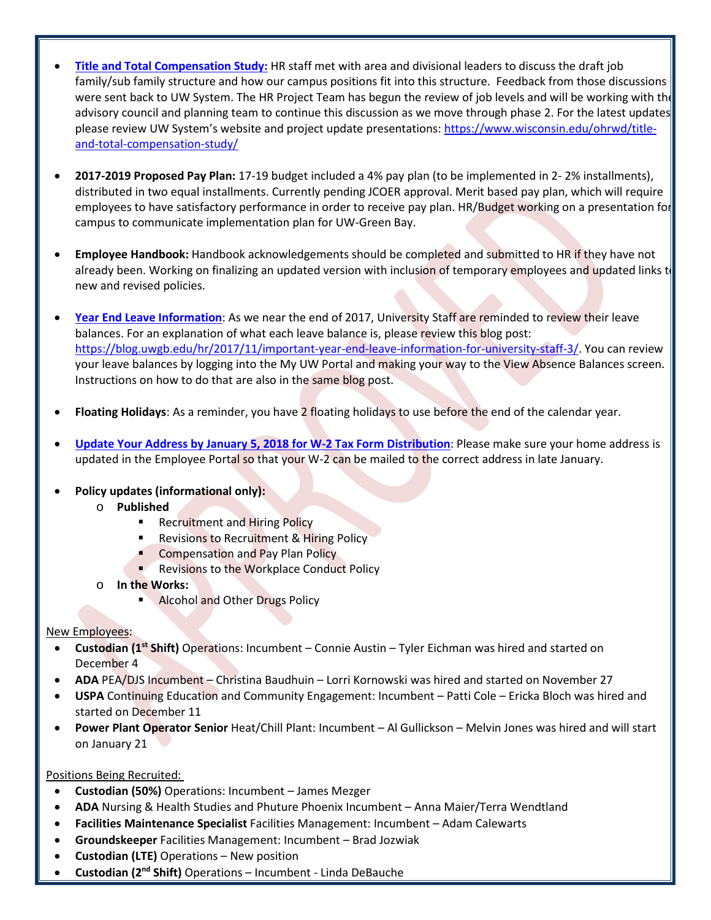- **[Title and Total Compensation Study:](https://www.wisconsin.edu/ohrwd/title-and-total-compensation-study/)** HR staff met with area and divisional leaders to discuss the draft job family/sub family structure and how our campus positions fit into this structure. Feedback from those discussions were sent back to UW System. The HR Project Team has begun the review of job levels and will be working with the advisory council and planning team to continue this discussion as we move through phase 2. For the latest updates please review UW System's website and project update presentations: https://www.wisconsin.edu/ohrwd/title-and-total-compensation-study/

- **2017-2019 Proposed Pay Plan:** 17-19 budget included a 4% pay plan (to be implemented in 2- 2% installments), distributed in two equal installments. Currently pending JCOER approval. Merit based pay plan, which will require employees to have satisfactory performance in order to receive pay plan. HR/Budget working on a presentation for campus to communicate implementation plan for UW-Green Bay.

- **Employee Handbook:** Handbook acknowledgements should be completed and submitted to HR if they have not already been. Working on finalizing an updated version with inclusion of temporary employees and updated links to new and revised policies.

- **Year End Leave Information**: As we near the end of 2017, University Staff are reminded to review their leave balances. For an explanation of what each leave balance is, please review this blog post: https://blog.uwgb.edu/hr/2017/11/important-year-end-leave-information-for-university-staff-3/. You can review your leave balances by logging into the My UW Portal and making your way to the View Absence Balances screen. Instructions on how to do that are also in the same blog post.

- **Floating Holidays**: As a reminder, you have 2 floating holidays to use before the end of the calendar year.

- **Update Your Address by January 5, 2018 for W-2 Tax Form Distribution**: Please make sure your home address is updated in the Employee Portal so that your W-2 can be mailed to the correct address in late January.

- **Policy updates (informational only):**
  - **Published**
    - Recruitment and Hiring Policy
    - Revisions to Recruitment & Hiring Policy
    - Compensation and Pay Plan Policy
    - Revisions to the Workplace Conduct Policy
  - **In the Works:**
    - Alcohol and Other Drugs Policy

New Employees:

- **Custodian (1st Shift)** Operations: Incumbent – Connie Austin – Tyler Eichman was hired and started on December 4
- **ADA** PEA/DJS Incumbent – Christina Baudhuin – Lorri Kornowski was hired and started on November 27
- **USPA** Continuing Education and Community Engagement: Incumbent – Patti Cole – Ericka Bloch was hired and started on December 11
- **Power Plant Operator Senior** Heat/Chill Plant: Incumbent – Al Gullickson – Melvin Jones was hired and will start on January 21

Positions Being Recruited:

- **Custodian (50%)** Operations: Incumbent – James Mezger
- **ADA** Nursing & Health Studies and Phuture Phoenix Incumbent – Anna Maier/Terra Wendtland
- **Facilities Maintenance Specialist** Facilities Management: Incumbent – Adam Calewarts
- **Groundskeeper** Facilities Management: Incumbent – Brad Jozwiak
- **Custodian (LTE)** Operations – New position
- **Custodian (2nd Shift)** Operations – Incumbent - Linda DeBauche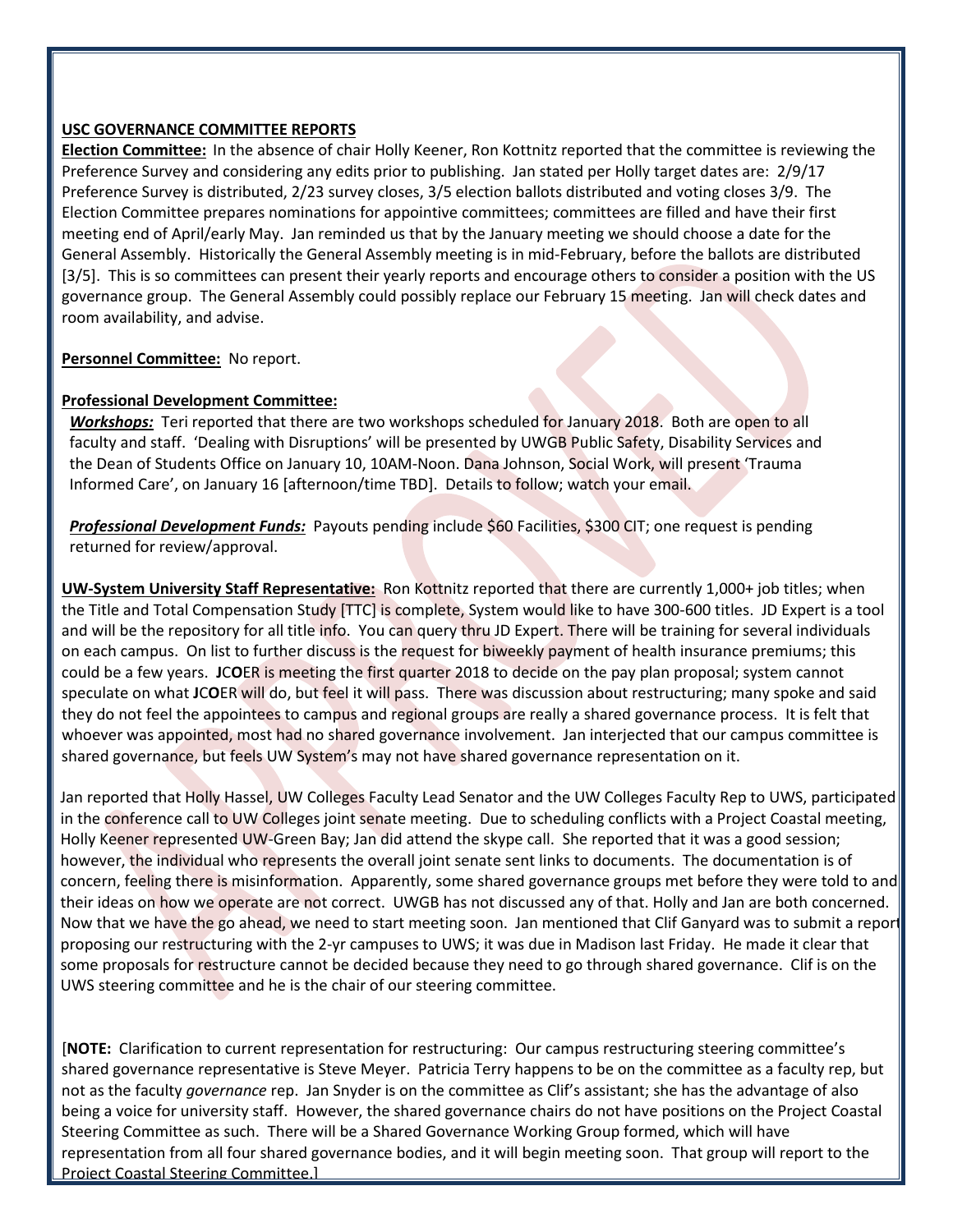**USC GOVERNANCE COMMITTEE REPORTS**

**Election Committee:** In the absence of chair Holly Keener, Ron Kottnitz reported that the committee is reviewing the Preference Survey and considering any edits prior to publishing. Jan stated per Holly target dates are: 2/9/17 Preference Survey is distributed, 2/23 survey closes, 3/5 election ballots distributed and voting closes 3/9. The Election Committee prepares nominations for appointive committees; committees are filled and have their first meeting end of April/early May. Jan reminded us that by the January meeting we should choose a date for the General Assembly. Historically the General Assembly meeting is in mid-February, before the ballots are distributed [3/5]. This is so committees can present their yearly reports and encourage others to consider a position with the US governance group. The General Assembly could possibly replace our February 15 meeting. Jan will check dates and room availability, and advise.

**Personnel Committee:** No report.

**Professional Development Committee:**

***Workshops:*** Teri reported that there are two workshops scheduled for January 2018. Both are open to all faculty and staff. 'Dealing with Disruptions' will be presented by UWGB Public Safety, Disability Services and the Dean of Students Office on January 10, 10AM-Noon. Dana Johnson, Social Work, will present 'Trauma Informed Care', on January 16 [afternoon/time TBD]. Details to follow; watch your email.

***Professional Development Funds:*** Payouts pending include $60 Facilities, $300 CIT; one request is pending returned for review/approval.

**UW-System University Staff Representative:** Ron Kottnitz reported that there are currently 1,000+ job titles; when the Title and Total Compensation Study [TTC] is complete, System would like to have 300-600 titles. JD Expert is a tool and will be the repository for all title info. You can query thru JD Expert. There will be training for several individuals on each campus. On list to further discuss is the request for biweekly payment of health insurance premiums; this could be a few years. **JCOER** is meeting the first quarter 2018 to decide on the pay plan proposal; system cannot speculate on what **JCOER** will do, but feel it will pass. There was discussion about restructuring; many spoke and said they do not feel the appointees to campus and regional groups are really a shared governance process. It is felt that whoever was appointed, most had no shared governance involvement. Jan interjected that our campus committee is shared governance, but feels UW System's may not have shared governance representation on it.

Jan reported that Holly Hassel, UW Colleges Faculty Lead Senator and the UW Colleges Faculty Rep to UWS, participated in the conference call to UW Colleges joint senate meeting. Due to scheduling conflicts with a Project Coastal meeting, Holly Keener represented UW-Green Bay; Jan did attend the skype call. She reported that it was a good session; however, the individual who represents the overall joint senate sent links to documents. The documentation is of concern, feeling there is misinformation. Apparently, some shared governance groups met before they were told to and their ideas on how we operate are not correct. UWGB has not discussed any of that. Holly and Jan are both concerned. Now that we have the go ahead, we need to start meeting soon. Jan mentioned that Clif Ganyard was to submit a report proposing our restructuring with the 2-yr campuses to UWS; it was due in Madison last Friday. He made it clear that some proposals for restructure cannot be decided because they need to go through shared governance. Clif is on the UWS steering committee and he is the chair of our steering committee.

[**NOTE:** Clarification to current representation for restructuring: Our campus restructuring steering committee's shared governance representative is Steve Meyer. Patricia Terry happens to be on the committee as a faculty rep, but not as the faculty *governance* rep. Jan Snyder is on the committee as Clif's assistant; she has the advantage of also being a voice for university staff. However, the shared governance chairs do not have positions on the Project Coastal Steering Committee as such. There will be a Shared Governance Working Group formed, which will have representation from all four shared governance bodies, and it will begin meeting soon. That group will report to the Project Coastal Steering Committee.]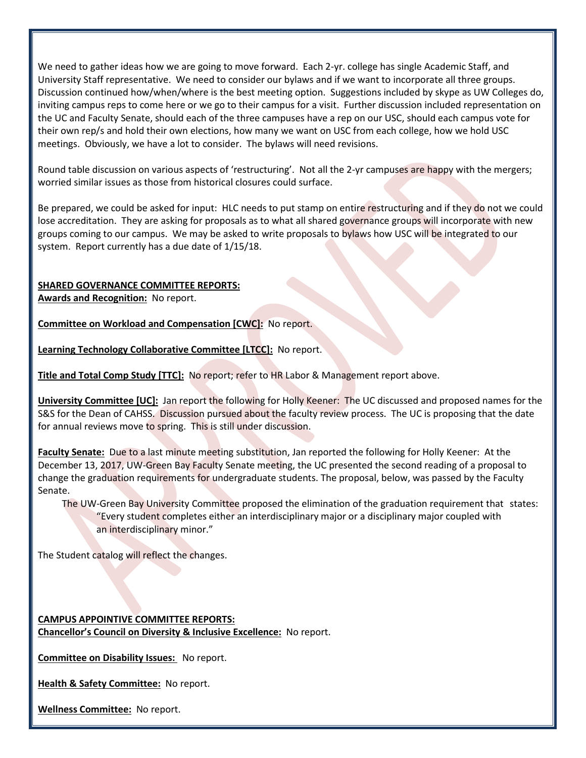We need to gather ideas how we are going to move forward. Each 2-yr. college has single Academic Staff, and University Staff representative. We need to consider our bylaws and if we want to incorporate all three groups. Discussion continued how/when/where is the best meeting option. Suggestions included by skype as UW Colleges do, inviting campus reps to come here or we go to their campus for a visit. Further discussion included representation on the UC and Faculty Senate, should each of the three campuses have a rep on our USC, should each campus vote for their own rep/s and hold their own elections, how many we want on USC from each college, how we hold USC meetings. Obviously, we have a lot to consider. The bylaws will need revisions.

Round table discussion on various aspects of 'restructuring'. Not all the 2-yr campuses are happy with the mergers; worried similar issues as those from historical closures could surface.

Be prepared, we could be asked for input: HLC needs to put stamp on entire restructuring and if they do not we could lose accreditation. They are asking for proposals as to what all shared governance groups will incorporate with new groups coming to our campus. We may be asked to write proposals to bylaws how USC will be integrated to our system. Report currently has a due date of 1/15/18.

**SHARED GOVERNANCE COMMITTEE REPORTS:**

**Awards and Recognition:** No report.

**Committee on Workload and Compensation [CWC]:** No report.

**Learning Technology Collaborative Committee [LTCC]:** No report.

**Title and Total Comp Study [TTC]:** No report; refer to HR Labor & Management report above.

**University Committee [UC]:** Jan report the following for Holly Keener: The UC discussed and proposed names for the S&S for the Dean of CAHSS. Discussion pursued about the faculty review process. The UC is proposing that the date for annual reviews move to spring. This is still under discussion.

**Faculty Senate:** Due to a last minute meeting substitution, Jan reported the following for Holly Keener: At the December 13, 2017, UW-Green Bay Faculty Senate meeting, the UC presented the second reading of a proposal to change the graduation requirements for undergraduate students. The proposal, below, was passed by the Faculty Senate.

> The UW-Green Bay University Committee proposed the elimination of the graduation requirement that states:
>
> "Every student completes either an interdisciplinary major or a disciplinary major coupled with an interdisciplinary minor."

The Student catalog will reflect the changes.

**CAMPUS APPOINTIVE COMMITTEE REPORTS:**

**Chancellor's Council on Diversity & Inclusive Excellence:** No report.

**Committee on Disability Issues:** No report.

**Health & Safety Committee:** No report.

**Wellness Committee:** No report.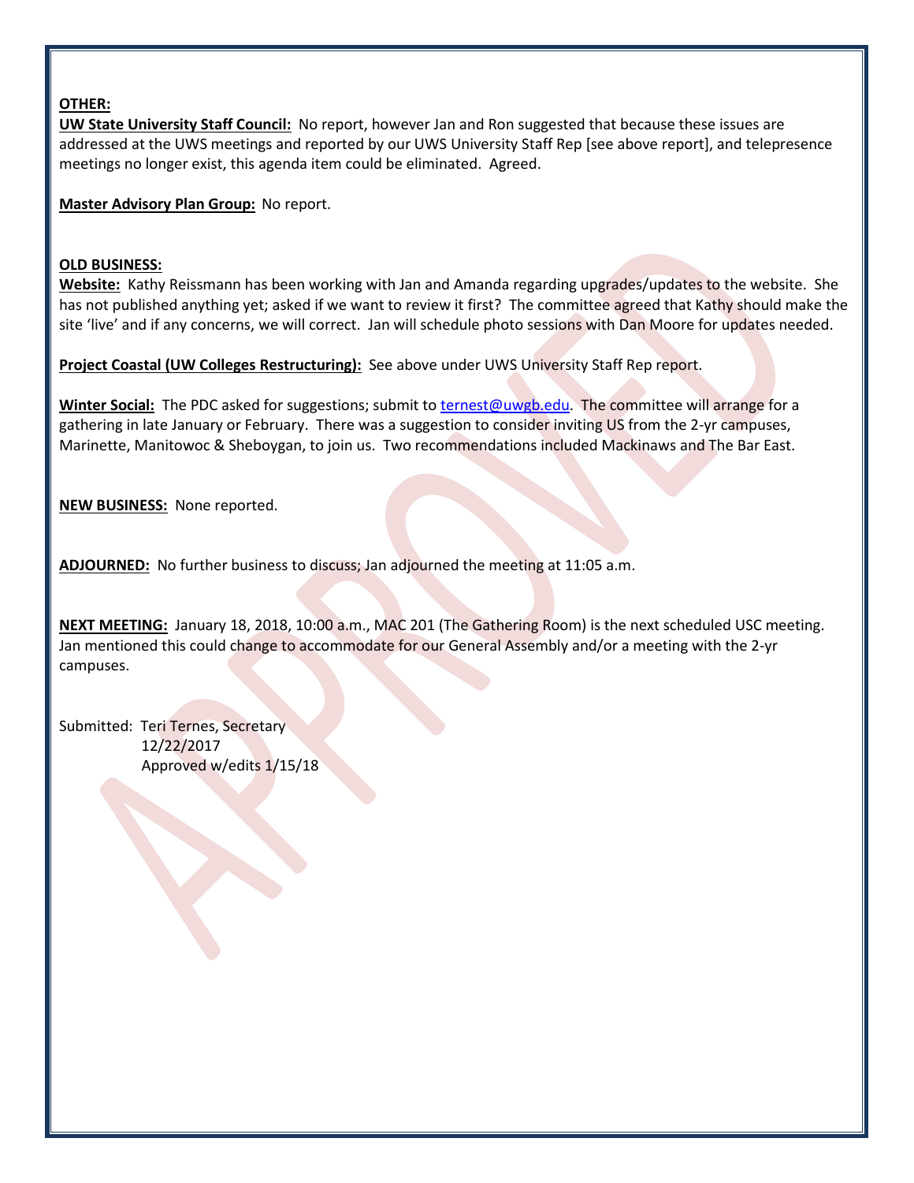**OTHER:**

**UW State University Staff Council:** No report, however Jan and Ron suggested that because these issues are addressed at the UWS meetings and reported by our UWS University Staff Rep [see above report], and telepresence meetings no longer exist, this agenda item could be eliminated. Agreed.

**Master Advisory Plan Group:** No report.

**OLD BUSINESS:**

**Website:** Kathy Reissmann has been working with Jan and Amanda regarding upgrades/updates to the website. She has not published anything yet; asked if we want to review it first? The committee agreed that Kathy should make the site 'live' and if any concerns, we will correct. Jan will schedule photo sessions with Dan Moore for updates needed.

**Project Coastal (UW Colleges Restructuring):** See above under UWS University Staff Rep report.

**Winter Social:** The PDC asked for suggestions; submit to ternest@uwgb.edu. The committee will arrange for a gathering in late January or February. There was a suggestion to consider inviting US from the 2-yr campuses, Marinette, Manitowoc & Sheboygan, to join us. Two recommendations included Mackinaws and The Bar East.

**NEW BUSINESS:** None reported.

**ADJOURNED:** No further business to discuss; Jan adjourned the meeting at 11:05 a.m.

**NEXT MEETING:** January 18, 2018, 10:00 a.m., MAC 201 (The Gathering Room) is the next scheduled USC meeting. Jan mentioned this could change to accommodate for our General Assembly and/or a meeting with the 2-yr campuses.

Submitted: Teri Ternes, Secretary
12/22/2017
Approved w/edits 1/15/18

APPROVED